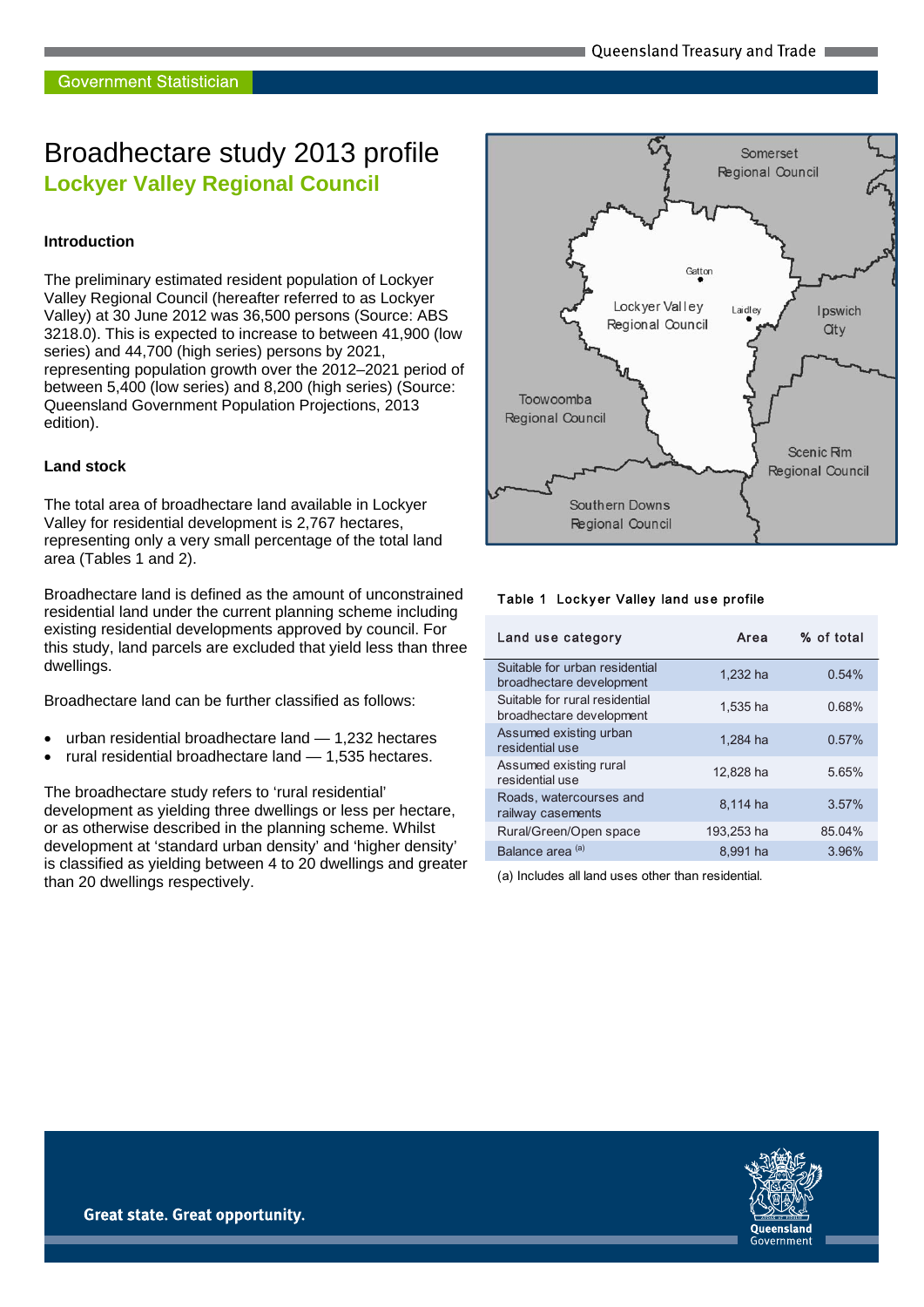# Broadhectare study 2013 profile

## Lockyer Valley Regional Council

### Introduction

The preliminary estimated resident population of Lockyer Valley Regional Council (hereafter referred to as Lockyer Valley) at 30 June 2012 was 36,500 persons (Source: ABS 3218.0). This is expected to increase to between 41,900 (low series) and 44,700 (high series) persons by 2021, representing population growth over the 2012–2021 period of between 5,400 (low series) and 8,200 (high series) (Source: Queensland Government Population Projections, 2013 edition).

### Land stock

The total area of broadhectare land available in Lockyer Valley for residential development is 2,767 hectares, representing only a very small percentage of the total land area (Tables 1 and 2).

Broadhectare land is defined as the amount of unconstrained residential land under the current planning scheme including existing residential developments approved by council. For this study, land parcels are excluded that yield less than three dwellings.

Broadhectare land can be further classified as follows:

- urban residential broadhectare land — 1,232 hectares
- rural residential broadhectare land — 1,535 hectares.

The broadhectare study refers to 'rural residential' development as yielding three dwellings or less per hectare, or as otherwise described in the planning scheme. Whilst development at 'standard urban density' and 'higher density' is classified as yielding between 4 to 20 dwellings and greater than 20 dwellings respectively.

Table 1 Lockyer Valley land use profile

| Land use category | Area | % of total |
|---|---|---|
| Suitable for urban residential broadhectare development | 1,232 ha | 0.54% |
| Suitable for rural residential broadhectare development | 1,535 ha | 0.68% |
| Assumed existing urban residential use | 1,284 ha | 0.57% |
| Assumed existing rural residential use | 12,828 ha | 5.65% |
| Roads, watercourses and railway casements | 8,114 ha | 3.57% |
| Rural/Green/Open space | 193,253 ha | 85.04% |
| Balance area [(a)] | 8,991 ha | 3.96% |

(a) Includes all land uses other than residential.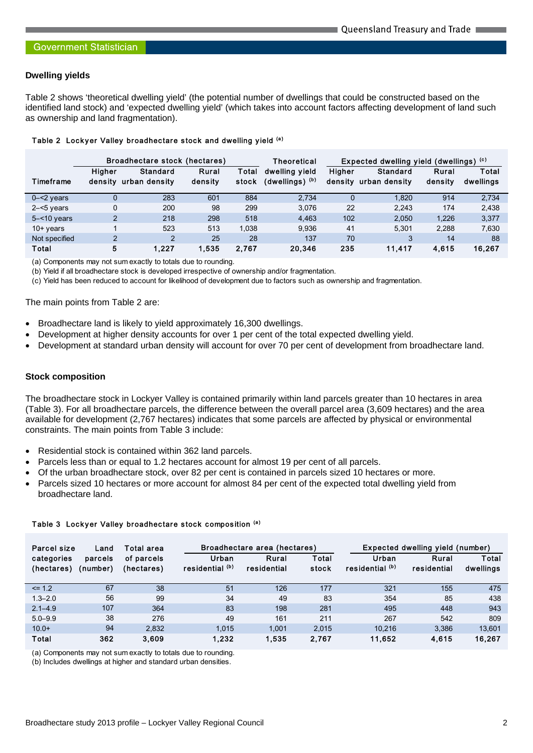## Dwelling yields

Table 2 shows 'theoretical dwelling yield' (the potential number of dwellings that could be constructed based on the identified land stock) and 'expected dwelling yield' (which takes into account factors affecting development of land such as ownership and land fragmentation).

**Table 2 Lockyer Valley broadhectare stock and dwelling yield [(a)]**

| Timeframe | Broadhectare stock (hectares) | | | | Theoretical | Expected dwelling yield (dwellings) [(c)] | | | |
|---|---|---|---|---|---|---|---|---|---|
| | Higher density | Standard urban density | Rural density | Total stock | dwelling yield (dwellings) [(b)] | Higher density | Standard urban density | Rural density | Total dwellings |
| 0–<2 years | 0 | 283 | 601 | 884 | 2,734 | 0 | 1,820 | 914 | 2,734 |
| 2–<5 years | 0 | 200 | 98 | 299 | 3,076 | 22 | 2,243 | 174 | 2,438 |
| 5–<10 years | 2 | 218 | 298 | 518 | 4,463 | 102 | 2,050 | 1,226 | 3,377 |
| 10+ years | 1 | 523 | 513 | 1,038 | 9,936 | 41 | 5,301 | 2,288 | 7,630 |
| Not specified | 2 | 2 | 25 | 28 | 137 | 70 | 3 | 14 | 88 |
| **Total** | **5** | **1,227** | **1,535** | **2,767** | **20,346** | **235** | **11,417** | **4,615** | **16,267** |

(a) Components may not sum exactly to totals due to rounding.
(b) Yield if all broadhectare stock is developed irrespective of ownership and/or fragmentation.
(c) Yield has been reduced to account for likelihood of development due to factors such as ownership and fragmentation.

The main points from Table 2 are:

- Broadhectare land is likely to yield approximately 16,300 dwellings.
- Development at higher density accounts for over 1 per cent of the total expected dwelling yield.
- Development at standard urban density will account for over 70 per cent of development from broadhectare land.

## Stock composition

The broadhectare stock in Lockyer Valley is contained primarily within land parcels greater than 10 hectares in area (Table 3). For all broadhectare parcels, the difference between the overall parcel area (3,609 hectares) and the area available for development (2,767 hectares) indicates that some parcels are affected by physical or environmental constraints. The main points from Table 3 include:

- Residential stock is contained within 362 land parcels.
- Parcels less than or equal to 1.2 hectares account for almost 19 per cent of all parcels.
- Of the urban broadhectare stock, over 82 per cent is contained in parcels sized 10 hectares or more.
- Parcels sized 10 hectares or more account for almost 84 per cent of the expected total dwelling yield from broadhectare land.

**Table 3 Lockyer Valley broadhectare stock composition [(a)]**

| Parcel size categories (hectares) | Land parcels (number) | Total area of parcels (hectares) | Broadhectare area (hectares) | | | Expected dwelling yield (number) | | |
|---|---|---|---|---|---|---|---|---|
| | | | Urban residential [(b)] | Rural residential | Total stock | Urban residential [(b)] | Rural residential | Total dwellings |
| <= 1.2 | 67 | 38 | 51 | 126 | 177 | 321 | 155 | 475 |
| 1.3–2.0 | 56 | 99 | 34 | 49 | 83 | 354 | 85 | 438 |
| 2.1–4.9 | 107 | 364 | 83 | 198 | 281 | 495 | 448 | 943 |
| 5.0–9.9 | 38 | 276 | 49 | 161 | 211 | 267 | 542 | 809 |
| 10.0+ | 94 | 2,832 | 1,015 | 1,001 | 2,015 | 10,216 | 3,386 | 13,601 |
| **Total** | **362** | **3,609** | **1,232** | **1,535** | **2,767** | **11,652** | **4,615** | **16,267** |

(a) Components may not sum exactly to totals due to rounding.
(b) Includes dwellings at higher and standard urban densities.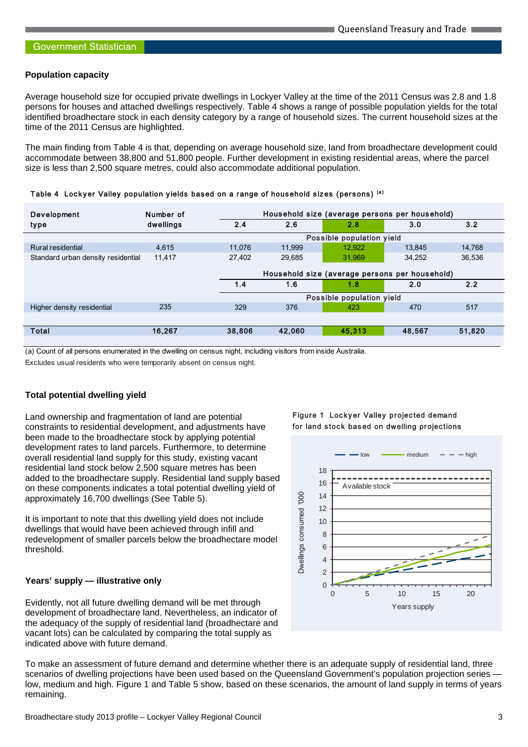## Population capacity

Average household size for occupied private dwellings in Lockyer Valley at the time of the 2011 Census was 2.8 and 1.8 persons for houses and attached dwellings respectively. Table 4 shows a range of possible population yields for the total identified broadhectare stock in each density category by a range of household sizes. The current household sizes at the time of the 2011 Census are highlighted.

The main finding from Table 4 is that, depending on average household size, land from broadhectare development could accommodate between 38,800 and 51,800 people. Further development in existing residential areas, where the parcel size is less than 2,500 square metres, could also accommodate additional population.

Table 4 Lockyer Valley population yields based on a range of household sizes (persons) [(a)]

| Development type | Number of dwellings | Household size (average persons per household) | | | | |
|---|---|---|---|---|---|---|
| | | 2.4 | 2.6 | 2.8 | 3.0 | 3.2 |
| | | Possible population yield | | | | |
| Rural residential | 4,615 | 11,076 | 11,999 | 12,922 | 13,845 | 14,768 |
| Standard urban density residential | 11,417 | 27,402 | 29,685 | 31,969 | 34,252 | 36,536 |
| | | Household size (average persons per household) | | | | |
| | | 1.4 | 1.6 | 1.8 | 2.0 | 2.2 |
| | | Possible population yield | | | | |
| Higher density residential | 235 | 329 | 376 | 423 | 470 | 517 |
| **Total** | **16,267** | **38,806** | **42,060** | **45,313** | **48,567** | **51,820** |

(a) Count of all persons enumerated in the dwelling on census night, including visitors from inside Australia.
Excludes usual residents who were temporarily absent on census night.

## Total potential dwelling yield

Land ownership and fragmentation of land are potential constraints to residential development, and adjustments have been made to the broadhectare stock by applying potential development rates to land parcels. Furthermore, to determine overall residential land supply for this study, existing vacant residential land stock below 2,500 square metres has been added to the broadhectare supply. Residential land supply based on these components indicates a total potential dwelling yield of approximately 16,700 dwellings (See Table 5).

It is important to note that this dwelling yield does not include dwellings that would have been achieved through infill and redevelopment of smaller parcels below the broadhectare model threshold.

### Years' supply — illustrative only

Evidently, not all future dwelling demand will be met through development of broadhectare land. Nevertheless, an indicator of the adequacy of the supply of residential land (broadhectare and vacant lots) can be calculated by comparing the total supply as indicated above with future demand.

Figure 1 Lockyer Valley projected demand for land stock based on dwelling projections

To make an assessment of future demand and determine whether there is an adequate supply of residential land, three scenarios of dwelling projections have been used based on the Queensland Government's population projection series — low, medium and high. Figure 1 and Table 5 show, based on these scenarios, the amount of land supply in terms of years remaining.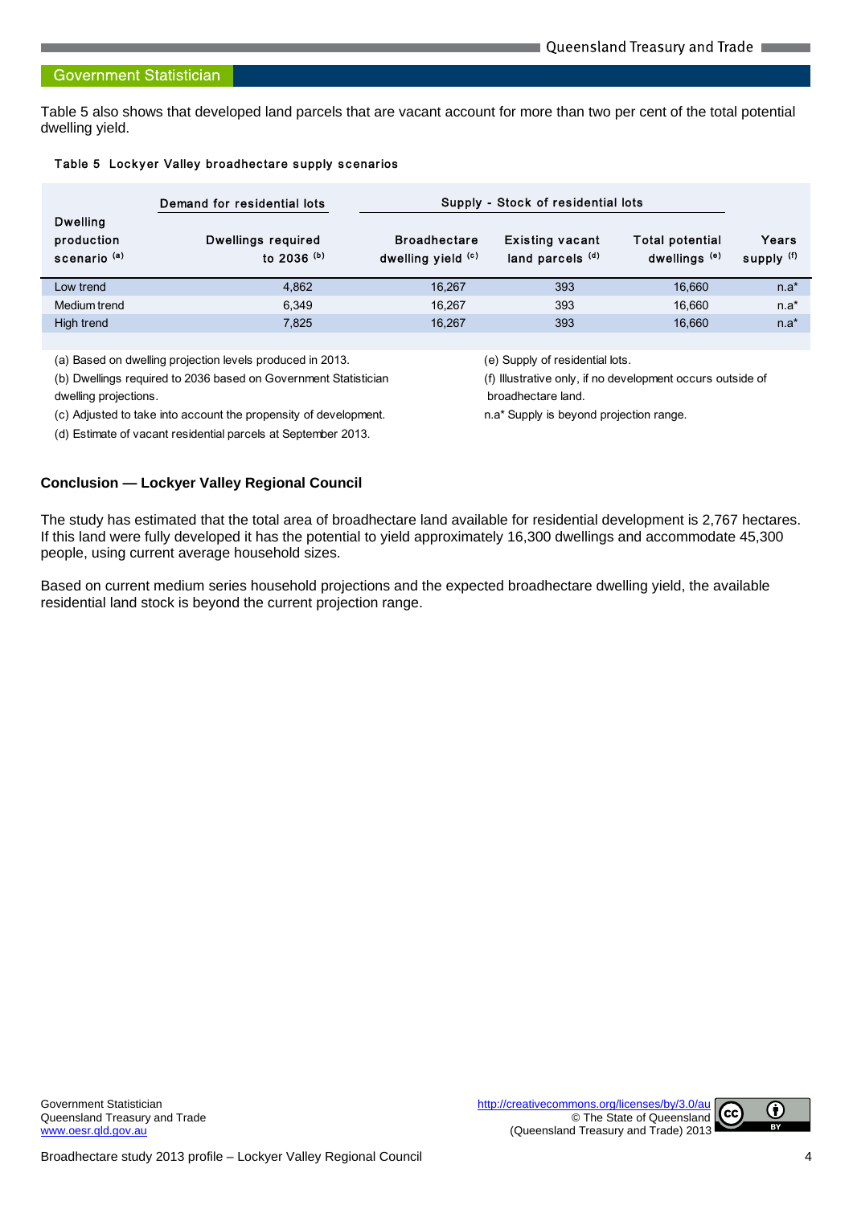Table 5 also shows that developed land parcels that are vacant account for more than two per cent of the total potential dwelling yield.

**Table 5 Lockyer Valley broadhectare supply scenarios**

| Dwelling production scenario [(a)] | Demand for residential lots | Supply - Stock of residential lots | | | |
|---|---|---|---|---|---|
| | Dwellings required to 2036 [(b)] | Broadhectare dwelling yield [(c)] | Existing vacant land parcels [(d)] | Total potential dwellings [(e)] | Years supply [(f)] |
| Low trend | 4,862 | 16,267 | 393 | 16,660 | n.a* |
| Medium trend | 6,349 | 16,267 | 393 | 16,660 | n.a* |
| High trend | 7,825 | 16,267 | 393 | 16,660 | n.a* |

(a) Based on dwelling projection levels produced in 2013.

(b) Dwellings required to 2036 based on Government Statistician dwelling projections.

(c) Adjusted to take into account the propensity of development.

(d) Estimate of vacant residential parcels at September 2013.

(e) Supply of residential lots.

(f) Illustrative only, if no development occurs outside of broadhectare land.

n.a* Supply is beyond projection range.

### Conclusion — Lockyer Valley Regional Council

The study has estimated that the total area of broadhectare land available for residential development is 2,767 hectares. If this land were fully developed it has the potential to yield approximately 16,300 dwellings and accommodate 45,300 people, using current average household sizes.

Based on current medium series household projections and the expected broadhectare dwelling yield, the available residential land stock is beyond the current projection range.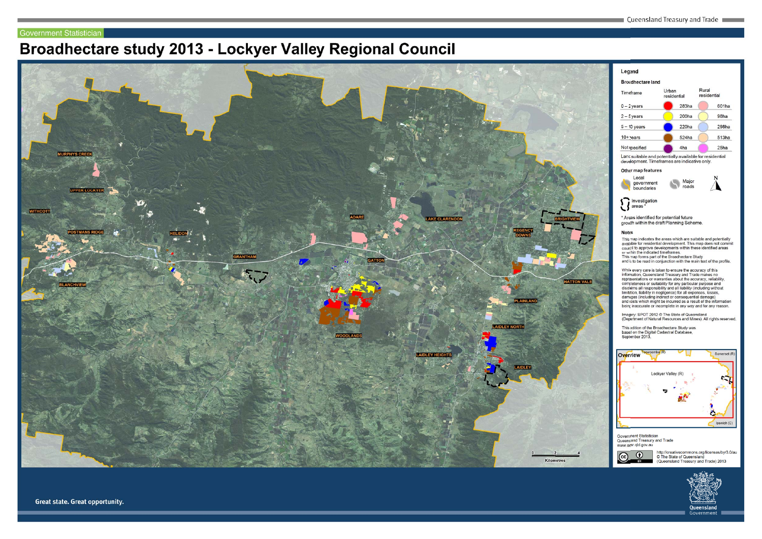Government Statistician

# Broadhectare study 2013 - Lockyer Valley Regional Council

MURPHYS CREEK

UPPER LOCKYER

WITHCOTT

POSTMANS RIDGE

HELIDON

ADARE

LAKE CLARENDON

BRIGHTVIEW

REGENCY DOWNS

GRANTHAM

GATTON

BLANCHVIEW

HATTON VALE

PLAINLAND

WOODLANDS

LAIDLEY NORTH

LAIDLEY HEIGHTS

LAIDLEY

0 2 4

Kilometres

**Legend**

**Broadhectare land**

| Timeframe | Urban residential | Rural residential |
|---|---|---|
| 0 – 2 years | 283ha | 601ha |
| 2 – 5 years | 200ha | 98ha |
| 5 – 10 years | 220ha | 298ha |
| 10+ years | 524ha | 513ha |
| Not specified | 4ha | 25ha |

Land suitable and potentially available for residential development. Timeframes are indicative only.

**Other map features**

Local government boundaries

Major roads

N

Investigation areas *

\* Areas identified for potential future growth within the draft Planning Scheme.

**Notes**

This map indicates the areas which are suitable and potentially available for residential development. This map does not commit council to approve developments within these identified areas or within the indicated timeframes.
This map forms part of the Broadhectare Study and is to be read in conjunction with the main text of the profile.

While every care is taken to ensure the accuracy of this information, Queensland Treasury and Trade makes no representations or warranties about the accuracy, reliability, completeness or suitability for any particular purpose and disclaims all responsibility and all liability (including without limitation, liability in negligence) for all expenses, losses, damages (including indirect or consequential damage) and costs which might be incurred as a result of the information being inaccurate or incomplete in any way and for any reason.

Imagery: SPOT 2012 © The State of Queensland (Department of Natural Resources and Mines). All rights reserved.

This edition of the Broadhectare Study was based on the Digital Cadastral Database, September 2013.

**Overview**

Toowoomba (R)

Somerset (R)

Lockyer Valley (R)

Ipswich (C)

Government Statistician
Queensland Treasury and Trade
www.oesr.qld.gov.au

http://creativecommons.org/licenses/by/3.0/au
© The State of Queensland (Queensland Treasury and Trade) 2013

Great state. Great opportunity.